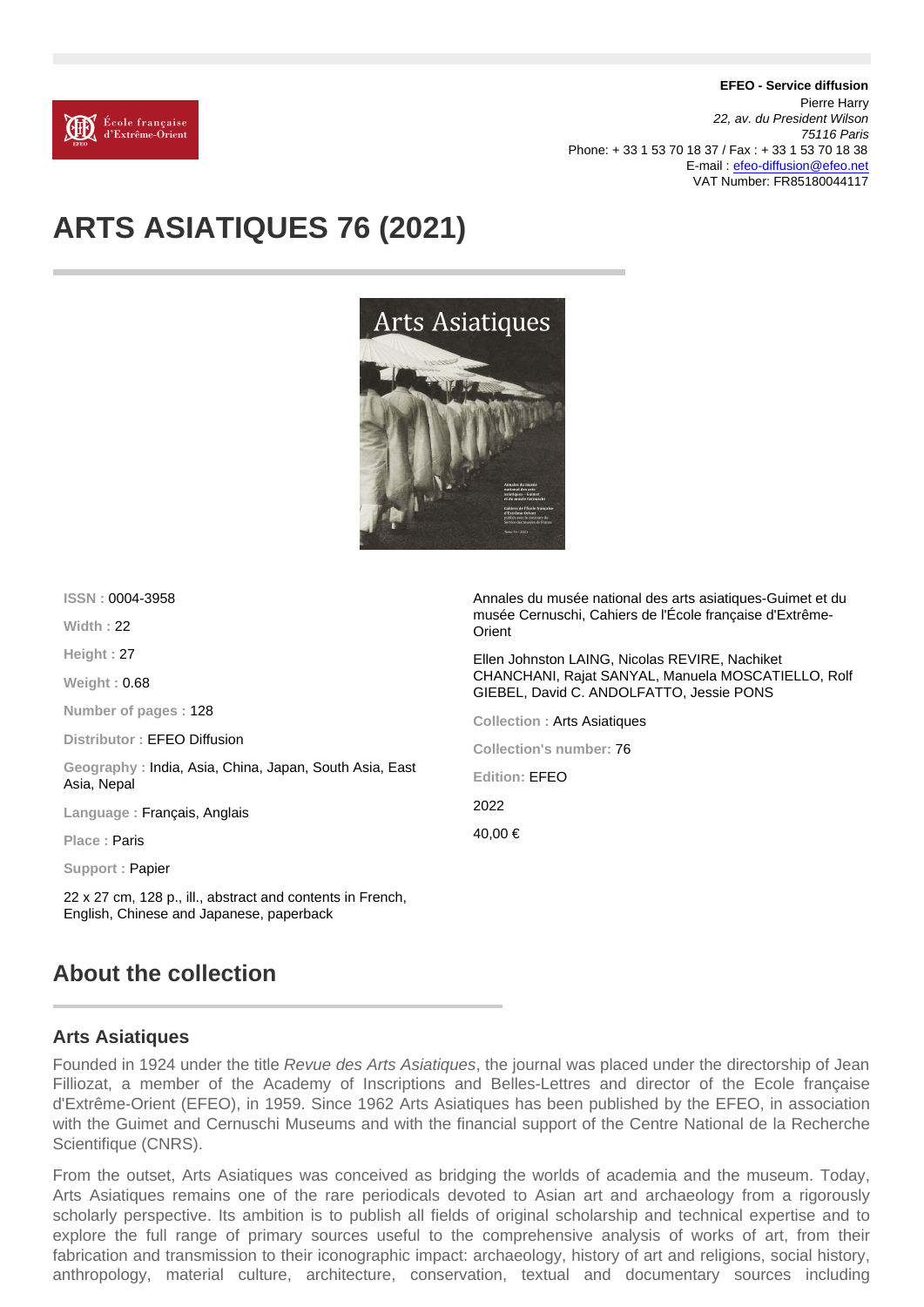**EFEO - Service diffusion**
Pierre Harry
*22, av. du President Wilson*
*75116 Paris*
Phone: + 33 1 53 70 18 37 / Fax : + 33 1 53 70 18 38
E-mail : efeo-diffusion@efeo.net
VAT Number: FR85180044117

# ARTS ASIATIQUES 76 (2021)

**ISSN :** 0004-3958

**Width :** 22

**Height :** 27

**Weight :** 0.68

**Number of pages :** 128

**Distributor :** EFEO Diffusion

**Geography :** India, Asia, China, Japan, South Asia, East Asia, Nepal

**Language :** Français, Anglais

**Place :** Paris

**Support :** Papier

22 x 27 cm, 128 p., ill., abstract and contents in French, English, Chinese and Japanese, paperback

Annales du musée national des arts asiatiques-Guimet et du musée Cernuschi, Cahiers de l'École française d'Extrême-Orient

Ellen Johnston LAING, Nicolas REVIRE, Nachiket CHANCHANI, Rajat SANYAL, Manuela MOSCATIELLO, Rolf GIEBEL, David C. ANDOLFATTO, Jessie PONS

**Collection :** Arts Asiatiques

**Collection's number:** 76

**Edition:** EFEO

2022

40,00 €

## About the collection

### Arts Asiatiques

Founded in 1924 under the title *Revue des Arts Asiatiques*, the journal was placed under the directorship of Jean Filliozat, a member of the Academy of Inscriptions and Belles-Lettres and director of the Ecole française d'Extrême-Orient (EFEO), in 1959. Since 1962 Arts Asiatiques has been published by the EFEO, in association with the Guimet and Cernuschi Museums and with the financial support of the Centre National de la Recherche Scientifique (CNRS).

From the outset, Arts Asiatiques was conceived as bridging the worlds of academia and the museum. Today, Arts Asiatiques remains one of the rare periodicals devoted to Asian art and archaeology from a rigorously scholarly perspective. Its ambition is to publish all fields of original scholarship and technical expertise and to explore the full range of primary sources useful to the comprehensive analysis of works of art, from their fabrication and transmission to their iconographic impact: archaeology, history of art and religions, social history, anthropology, material culture, architecture, conservation, textual and documentary sources including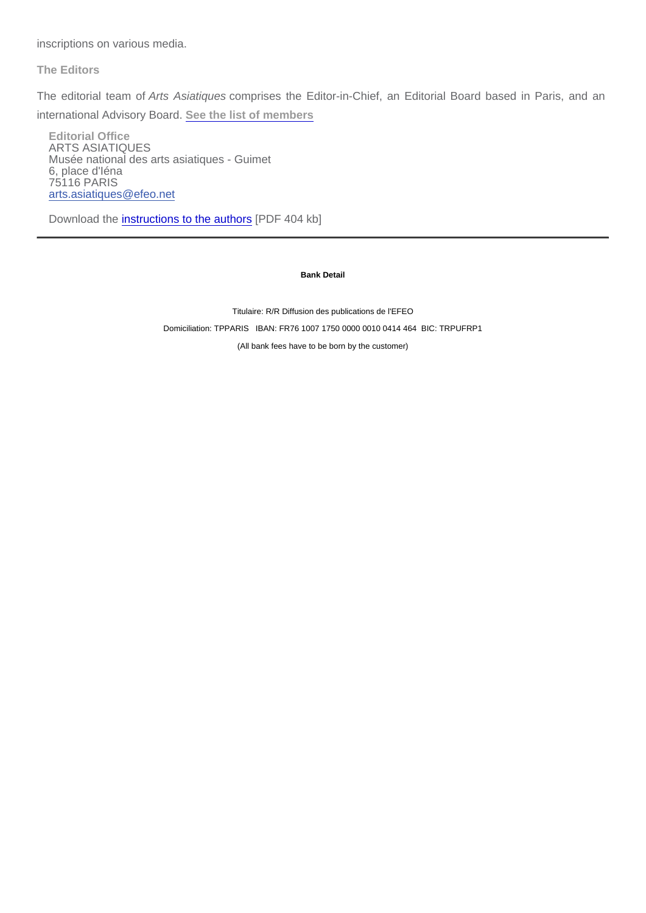inscriptions on various media.

### The Editors

The editorial team of *Arts Asiatiques* comprises the Editor-in-Chief, an Editorial Board based in Paris, and an international Advisory Board. **See the list of members**

**Editorial Office**
ARTS ASIATIQUES
Musée national des arts asiatiques - Guimet
6, place d'Iéna
75116 PARIS
arts.asiatiques@efeo.net

Download the instructions to the authors [PDF 404 kb]

---

**Bank Detail**

Titulaire: R/R Diffusion des publications de l'EFEO

Domiciliation: TPPARIS   IBAN: FR76 1007 1750 0000 0010 0414 464   BIC: TRPUFRP1

(All bank fees have to be born by the customer)